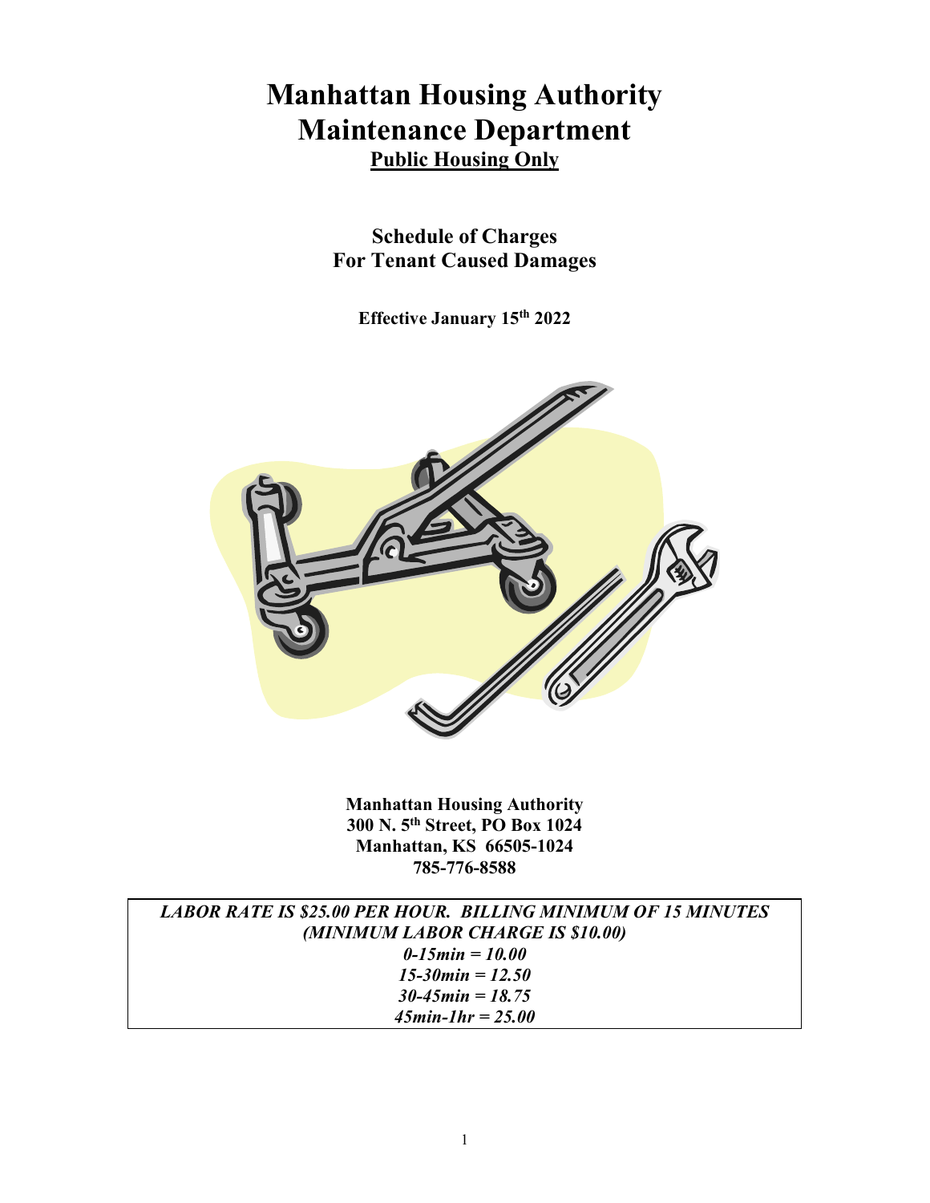# Manhattan Housing Authority
# Maintenance Department

**Public Housing Only**

## Schedule of Charges
## For Tenant Caused Damages

**Effective January 15th 2022**

**Manhattan Housing Authority**
**300 N. 5th Street, PO Box 1024**
**Manhattan, KS 66505-1024**
**785-776-8588**

***LABOR RATE IS $25.00 PER HOUR. BILLING MINIMUM OF 15 MINUTES***
***(MINIMUM LABOR CHARGE IS $10.00)***
***0-15min = 10.00***
***15-30min = 12.50***
***30-45min = 18.75***
***45min-1hr = 25.00***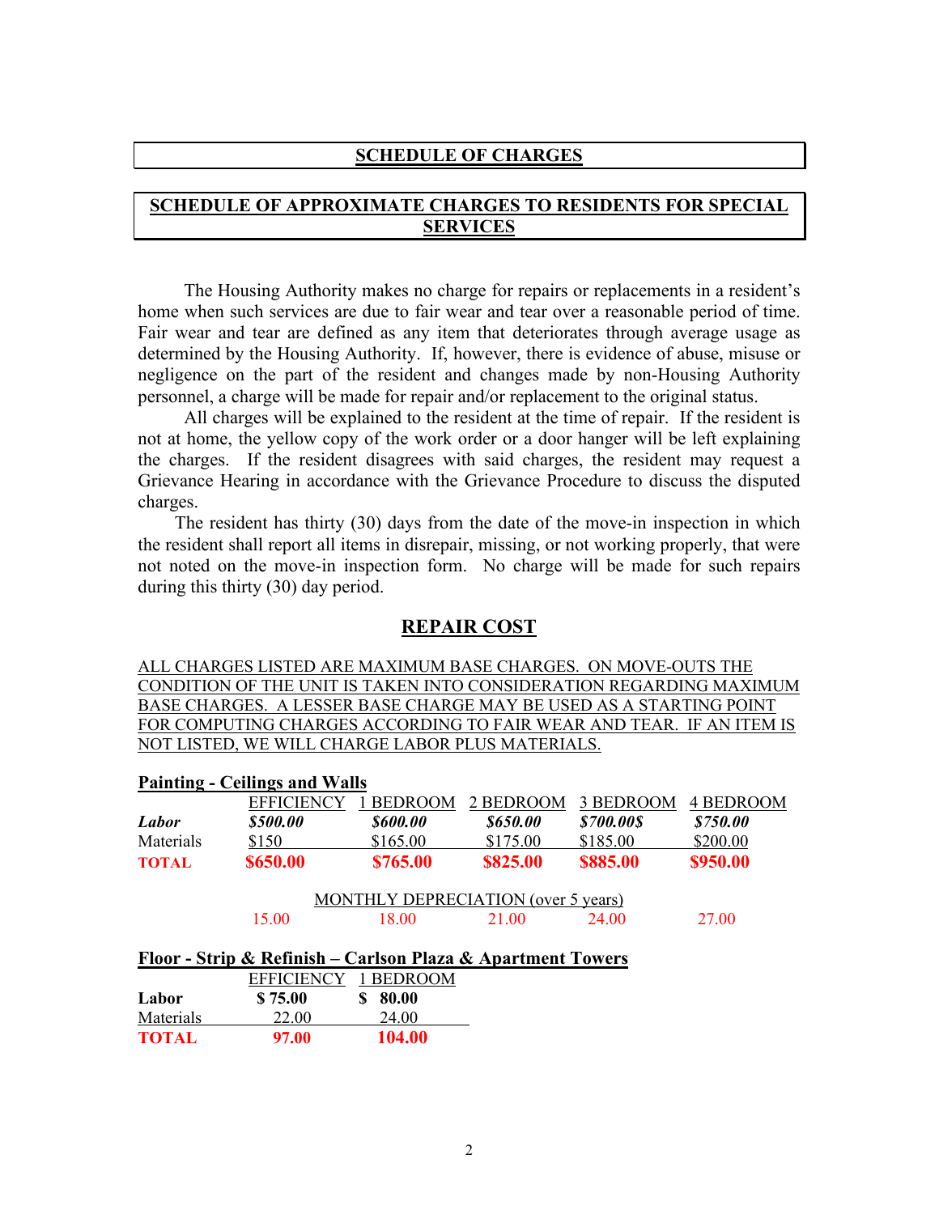## SCHEDULE OF CHARGES

## SCHEDULE OF APPROXIMATE CHARGES TO RESIDENTS FOR SPECIAL SERVICES

The Housing Authority makes no charge for repairs or replacements in a resident's home when such services are due to fair wear and tear over a reasonable period of time. Fair wear and tear are defined as any item that deteriorates through average usage as determined by the Housing Authority. If, however, there is evidence of abuse, misuse or negligence on the part of the resident and changes made by non-Housing Authority personnel, a charge will be made for repair and/or replacement to the original status.

All charges will be explained to the resident at the time of repair. If the resident is not at home, the yellow copy of the work order or a door hanger will be left explaining the charges. If the resident disagrees with said charges, the resident may request a Grievance Hearing in accordance with the Grievance Procedure to discuss the disputed charges.

The resident has thirty (30) days from the date of the move-in inspection in which the resident shall report all items in disrepair, missing, or not working properly, that were not noted on the move-in inspection form. No charge will be made for such repairs during this thirty (30) day period.

## REPAIR COST

ALL CHARGES LISTED ARE MAXIMUM BASE CHARGES. ON MOVE-OUTS THE CONDITION OF THE UNIT IS TAKEN INTO CONSIDERATION REGARDING MAXIMUM BASE CHARGES. A LESSER BASE CHARGE MAY BE USED AS A STARTING POINT FOR COMPUTING CHARGES ACCORDING TO FAIR WEAR AND TEAR. IF AN ITEM IS NOT LISTED, WE WILL CHARGE LABOR PLUS MATERIALS.

**Painting - Ceilings and Walls**

| | EFFICIENCY | 1 BEDROOM | 2 BEDROOM | 3 BEDROOM | 4 BEDROOM |
|---|---|---|---|---|---|
| ***Labor*** | ***$500.00*** | ***$600.00*** | ***$650.00*** | ***$700.00$*** | ***$750.00*** |
| Materials | $150 | $165.00 | $175.00 | $185.00 | $200.00 |
| **TOTAL** | **$650.00** | **$765.00** | **$825.00** | **$885.00** | **$950.00** |
| | MONTHLY DEPRECIATION (over 5 years) | | | | |
| | 15.00 | 18.00 | 21.00 | 24.00 | 27.00 |

**Floor - Strip & Refinish – Carlson Plaza & Apartment Towers**

| | EFFICIENCY | 1 BEDROOM |
|---|---|---|
| **Labor** | **$ 75.00** | **$ 80.00** |
| Materials | 22.00 | 24.00 |
| **TOTAL** | **97.00** | **104.00** |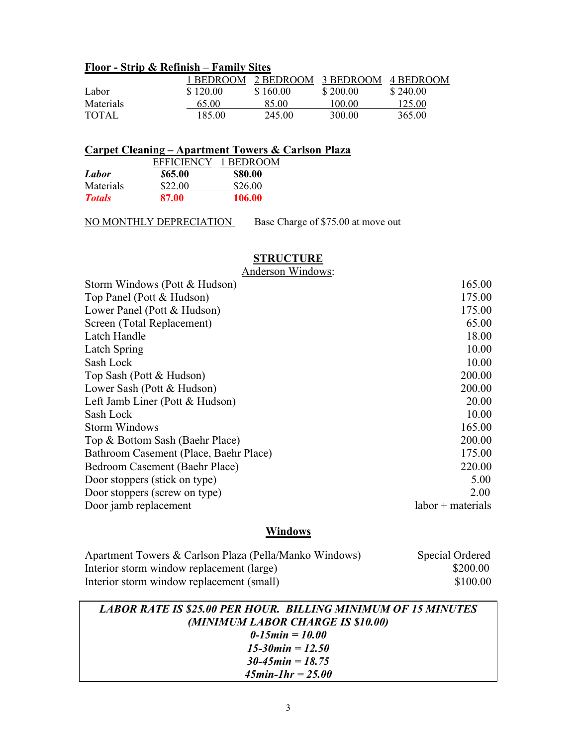**Floor - Strip & Refinish – Family Sites**

| | 1 BEDROOM | 2 BEDROOM | 3 BEDROOM | 4 BEDROOM |
|---|---|---|---|---|
| Labor | $ 120.00 | $ 160.00 | $ 200.00 | $ 240.00 |
| Materials | 65.00 | 85.00 | 100.00 | 125.00 |
| TOTAL | 185.00 | 245.00 | 300.00 | 365.00 |

**Carpet Cleaning – Apartment Towers & Carlson Plaza**

| | EFFICIENCY | 1 BEDROOM |
|---|---|---|
| ***Labor*** | ***$65.00*** | **$80.00** |
| Materials | $22.00 | $26.00 |
| ***Totals*** | **87.00** | **106.00** |

NO MONTHLY DEPRECIATION Base Charge of $75.00 at move out

## STRUCTURE

Anderson Windows:

| | |
|---|---|
| Storm Windows (Pott & Hudson) | 165.00 |
| Top Panel (Pott & Hudson) | 175.00 |
| Lower Panel (Pott & Hudson) | 175.00 |
| Screen (Total Replacement) | 65.00 |
| Latch Handle | 18.00 |
| Latch Spring | 10.00 |
| Sash Lock | 10.00 |
| Top Sash (Pott & Hudson) | 200.00 |
| Lower Sash (Pott & Hudson) | 200.00 |
| Left Jamb Liner (Pott & Hudson) | 20.00 |
| Sash Lock | 10.00 |
| Storm Windows | 165.00 |
| Top & Bottom Sash (Baehr Place) | 200.00 |
| Bathroom Casement (Place, Baehr Place) | 175.00 |
| Bedroom Casement (Baehr Place) | 220.00 |
| Door stoppers (stick on type) | 5.00 |
| Door stoppers (screw on type) | 2.00 |
| Door jamb replacement | labor + materials |

## Windows

| | |
|---|---|
| Apartment Towers & Carlson Plaza (Pella/Manko Windows) | Special Ordered |
| Interior storm window replacement (large) | $200.00 |
| Interior storm window replacement (small) | $100.00 |

***LABOR RATE IS $25.00 PER HOUR. BILLING MINIMUM OF 15 MINUTES***
***(MINIMUM LABOR CHARGE IS $10.00)***
***0-15min = 10.00***
***15-30min = 12.50***
***30-45min = 18.75***
***45min-1hr = 25.00***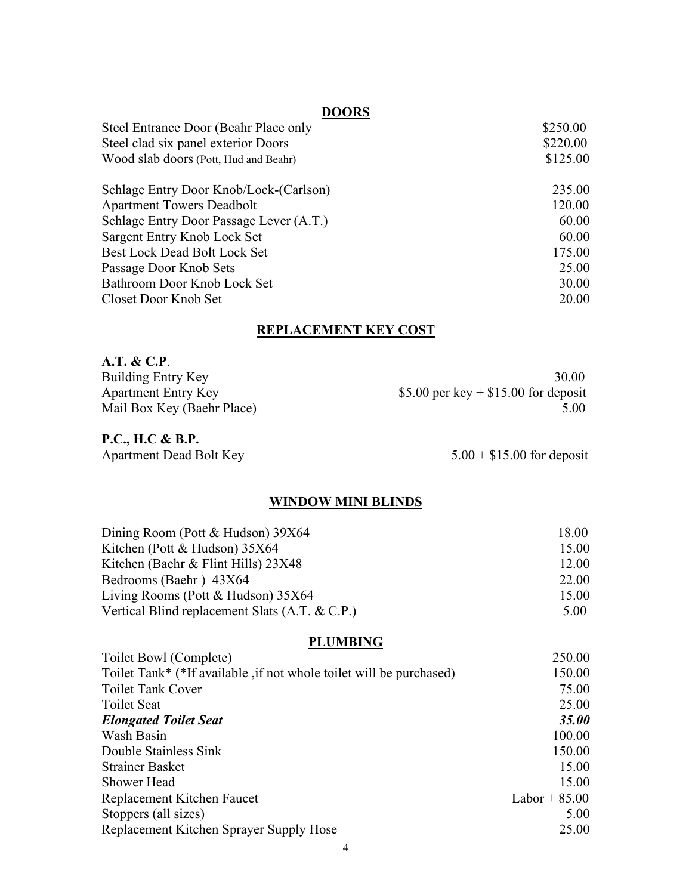## DOORS

| | |
|---|---|
| Steel Entrance Door (Beahr Place only | $250.00 |
| Steel clad six panel exterior Doors | $220.00 |
| Wood slab doors (Pott, Hud and Beahr) | $125.00 |
| | |
| Schlage Entry Door Knob/Lock-(Carlson) | 235.00 |
| Apartment Towers Deadbolt | 120.00 |
| Schlage Entry Door Passage Lever (A.T.) | 60.00 |
| Sargent Entry Knob Lock Set | 60.00 |
| Best Lock Dead Bolt Lock Set | 175.00 |
| Passage Door Knob Sets | 25.00 |
| Bathroom Door Knob Lock Set | 30.00 |
| Closet Door Knob Set | 20.00 |

## REPLACEMENT KEY COST

**A.T. & C.P**.

| | |
|---|---|
| Building Entry Key | 30.00 |
| Apartment Entry Key | $5.00 per key + $15.00 for deposit |
| Mail Box Key (Baehr Place) | 5.00 |

**P.C., H.C & B.P.**

| | |
|---|---|
| Apartment Dead Bolt Key | 5.00 + $15.00 for deposit |

## WINDOW MINI BLINDS

| | |
|---|---|
| Dining Room (Pott & Hudson) 39X64 | 18.00 |
| Kitchen (Pott & Hudson) 35X64 | 15.00 |
| Kitchen (Baehr & Flint Hills) 23X48 | 12.00 |
| Bedrooms (Baehr ) 43X64 | 22.00 |
| Living Rooms (Pott & Hudson) 35X64 | 15.00 |
| Vertical Blind replacement Slats (A.T. & C.P.) | 5.00 |

## PLUMBING

| | |
|---|---|
| Toilet Bowl (Complete) | 250.00 |
| Toilet Tank* (*If available ,if not whole toilet will be purchased) | 150.00 |
| Toilet Tank Cover | 75.00 |
| Toilet Seat | 25.00 |
| ***Elongated Toilet Seat*** | ***35.00*** |
| Wash Basin | 100.00 |
| Double Stainless Sink | 150.00 |
| Strainer Basket | 15.00 |
| Shower Head | 15.00 |
| Replacement Kitchen Faucet | Labor + 85.00 |
| Stoppers (all sizes) | 5.00 |
| Replacement Kitchen Sprayer Supply Hose | 25.00 |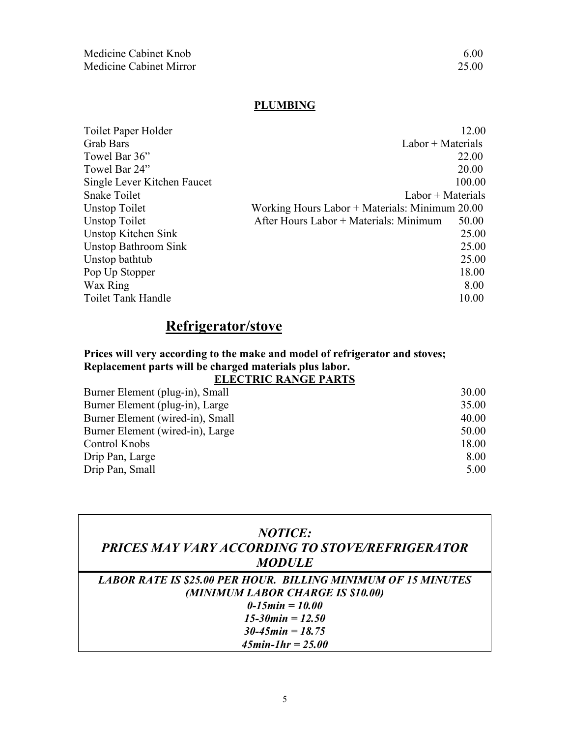| | |
|---|---|
| Medicine Cabinet Knob | 6.00 |
| Medicine Cabinet Mirror | 25.00 |

## PLUMBING

| | |
|---|---|
| Toilet Paper Holder | 12.00 |
| Grab Bars | Labor + Materials |
| Towel Bar 36" | 22.00 |
| Towel Bar 24" | 20.00 |
| Single Lever Kitchen Faucet | 100.00 |
| Snake Toilet | Labor + Materials |
| Unstop Toilet | Working Hours Labor + Materials: Minimum 20.00 |
| Unstop Toilet | After Hours Labor + Materials: Minimum 50.00 |
| Unstop Kitchen Sink | 25.00 |
| Unstop Bathroom Sink | 25.00 |
| Unstop bathtub | 25.00 |
| Pop Up Stopper | 18.00 |
| Wax Ring | 8.00 |
| Toilet Tank Handle | 10.00 |

# Refrigerator/stove

**Prices will very according to the make and model of refrigerator and stoves; Replacement parts will be charged materials plus labor.**

### ELECTRIC RANGE PARTS

| | |
|---|---|
| Burner Element (plug-in), Small | 30.00 |
| Burner Element (plug-in), Large | 35.00 |
| Burner Element (wired-in), Small | 40.00 |
| Burner Element (wired-in), Large | 50.00 |
| Control Knobs | 18.00 |
| Drip Pan, Large | 8.00 |
| Drip Pan, Small | 5.00 |

***NOTICE:***
***PRICES MAY VARY ACCORDING TO STOVE/REFRIGERATOR MODULE***

***LABOR RATE IS $25.00 PER HOUR. BILLING MINIMUM OF 15 MINUTES (MINIMUM LABOR CHARGE IS $10.00)***

***0-15min = 10.00***
***15-30min = 12.50***
***30-45min = 18.75***
***45min-1hr = 25.00***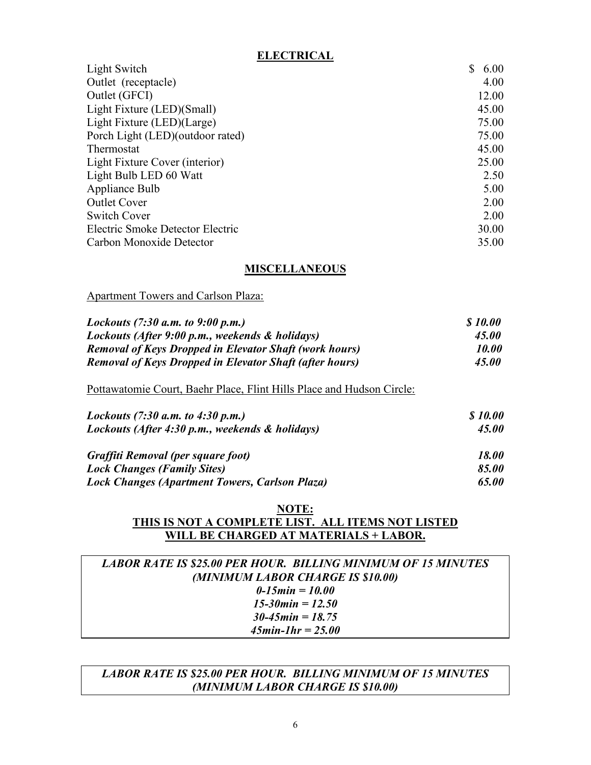## ELECTRICAL

| | |
|---|---|
| Light Switch | $ 6.00 |
| Outlet (receptacle) | 4.00 |
| Outlet (GFCI) | 12.00 |
| Light Fixture (LED)(Small) | 45.00 |
| Light Fixture (LED)(Large) | 75.00 |
| Porch Light (LED)(outdoor rated) | 75.00 |
| Thermostat | 45.00 |
| Light Fixture Cover (interior) | 25.00 |
| Light Bulb LED 60 Watt | 2.50 |
| Appliance Bulb | 5.00 |
| Outlet Cover | 2.00 |
| Switch Cover | 2.00 |
| Electric Smoke Detector Electric | 30.00 |
| Carbon Monoxide Detector | 35.00 |

## MISCELLANEOUS

Apartment Towers and Carlson Plaza:

| | |
|---|---|
| ***Lockouts (7:30 a.m. to 9:00 p.m.)*** | ***$ 10.00*** |
| ***Lockouts (After 9:00 p.m., weekends & holidays)*** | ***45.00*** |
| ***Removal of Keys Dropped in Elevator Shaft (work hours)*** | ***10.00*** |
| ***Removal of Keys Dropped in Elevator Shaft (after hours)*** | ***45.00*** |

Pottawatomie Court, Baehr Place, Flint Hills Place and Hudson Circle:

| | |
|---|---|
| ***Lockouts (7:30 a.m. to 4:30 p.m.)*** | ***$ 10.00*** |
| ***Lockouts (After 4:30 p.m., weekends & holidays)*** | ***45.00*** |
| ***Graffiti Removal (per square foot)*** | ***18.00*** |
| ***Lock Changes (Family Sites)*** | ***85.00*** |
| ***Lock Changes (Apartment Towers, Carlson Plaza)*** | ***65.00*** |

**NOTE:**
**THIS IS NOT A COMPLETE LIST. ALL ITEMS NOT LISTED WILL BE CHARGED AT MATERIALS + LABOR.**

***LABOR RATE IS $25.00 PER HOUR. BILLING MINIMUM OF 15 MINUTES***
***(MINIMUM LABOR CHARGE IS $10.00)***
***0-15min = 10.00***
***15-30min = 12.50***
***30-45min = 18.75***
***45min-1hr = 25.00***

***LABOR RATE IS $25.00 PER HOUR. BILLING MINIMUM OF 15 MINUTES***
***(MINIMUM LABOR CHARGE IS $10.00)***